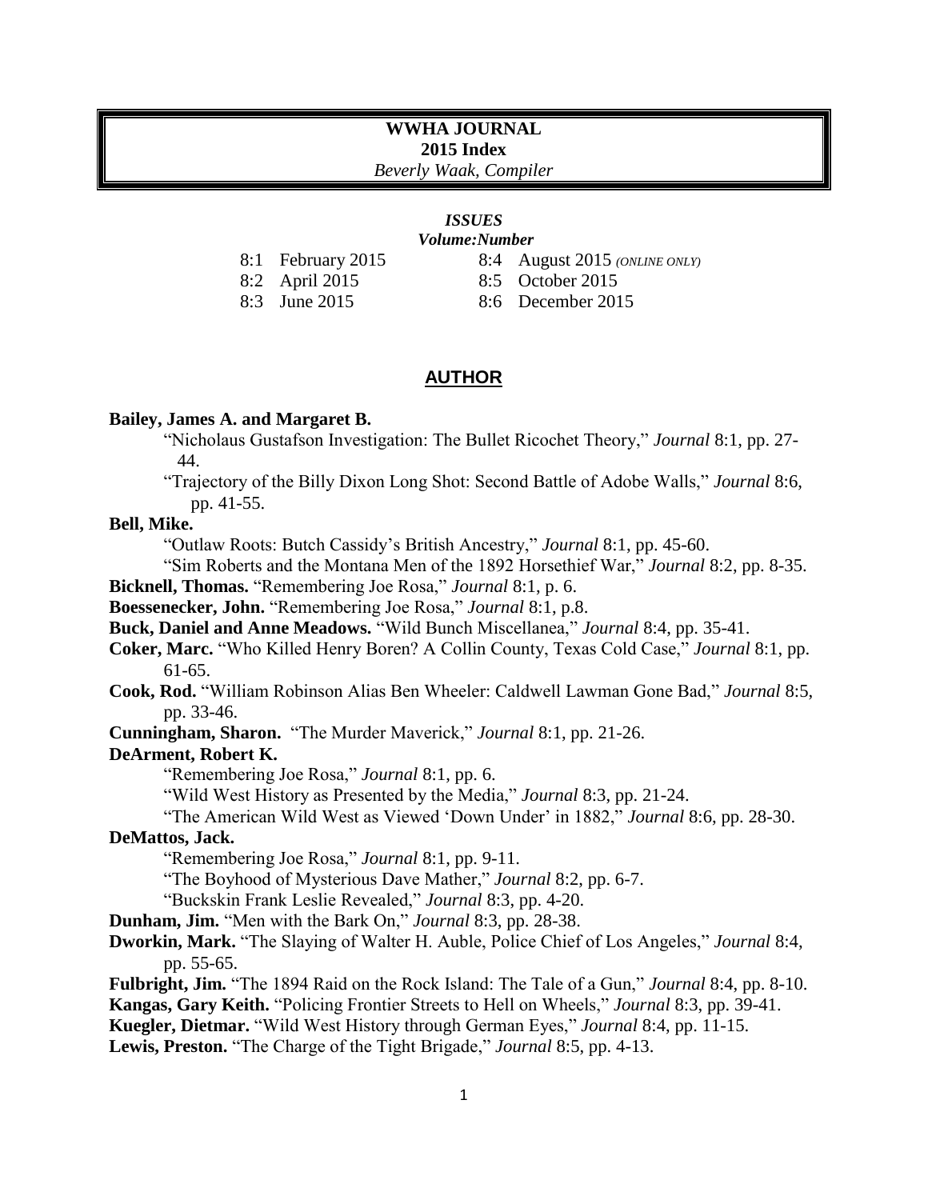# WWHA JOURNAL
## 2015 Index
*Beverly Waak, Compiler*

***ISSUES***
***Volume:Number***

| | |
|---|---|
| 8:1 February 2015 | 8:4 August 2015 *(ONLINE ONLY)* |
| 8:2 April 2015 | 8:5 October 2015 |
| 8:3 June 2015 | 8:6 December 2015 |

## AUTHOR

**Bailey, James A. and Margaret B.**
- "Nicholaus Gustafson Investigation: The Bullet Ricochet Theory," *Journal* 8:1, pp. 27-44.
- "Trajectory of the Billy Dixon Long Shot: Second Battle of Adobe Walls," *Journal* 8:6, pp. 41-55.

**Bell, Mike.**
- "Outlaw Roots: Butch Cassidy's British Ancestry," *Journal* 8:1, pp. 45-60.
- "Sim Roberts and the Montana Men of the 1892 Horsethief War," *Journal* 8:2, pp. 8-35.

**Bicknell, Thomas.** "Remembering Joe Rosa," *Journal* 8:1, p. 6.

**Boessenecker, John.** "Remembering Joe Rosa," *Journal* 8:1, p.8.

**Buck, Daniel and Anne Meadows.** "Wild Bunch Miscellanea," *Journal* 8:4, pp. 35-41.

**Coker, Marc.** "Who Killed Henry Boren? A Collin County, Texas Cold Case," *Journal* 8:1, pp. 61-65.

**Cook, Rod.** "William Robinson Alias Ben Wheeler: Caldwell Lawman Gone Bad," *Journal* 8:5, pp. 33-46.

**Cunningham, Sharon.** "The Murder Maverick," *Journal* 8:1, pp. 21-26.

**DeArment, Robert K.**
- "Remembering Joe Rosa," *Journal* 8:1, pp. 6.
- "Wild West History as Presented by the Media," *Journal* 8:3, pp. 21-24.
- "The American Wild West as Viewed 'Down Under' in 1882," *Journal* 8:6, pp. 28-30.

**DeMattos, Jack.**
- "Remembering Joe Rosa," *Journal* 8:1, pp. 9-11.
- "The Boyhood of Mysterious Dave Mather," *Journal* 8:2, pp. 6-7.
- "Buckskin Frank Leslie Revealed," *Journal* 8:3, pp. 4-20.

**Dunham, Jim.** "Men with the Bark On," *Journal* 8:3, pp. 28-38.

**Dworkin, Mark.** "The Slaying of Walter H. Auble, Police Chief of Los Angeles," *Journal* 8:4, pp. 55-65.

**Fulbright, Jim.** "The 1894 Raid on the Rock Island: The Tale of a Gun," *Journal* 8:4, pp. 8-10.

**Kangas, Gary Keith.** "Policing Frontier Streets to Hell on Wheels," *Journal* 8:3, pp. 39-41.

**Kuegler, Dietmar.** "Wild West History through German Eyes," *Journal* 8:4, pp. 11-15.

**Lewis, Preston.** "The Charge of the Tight Brigade," *Journal* 8:5, pp. 4-13.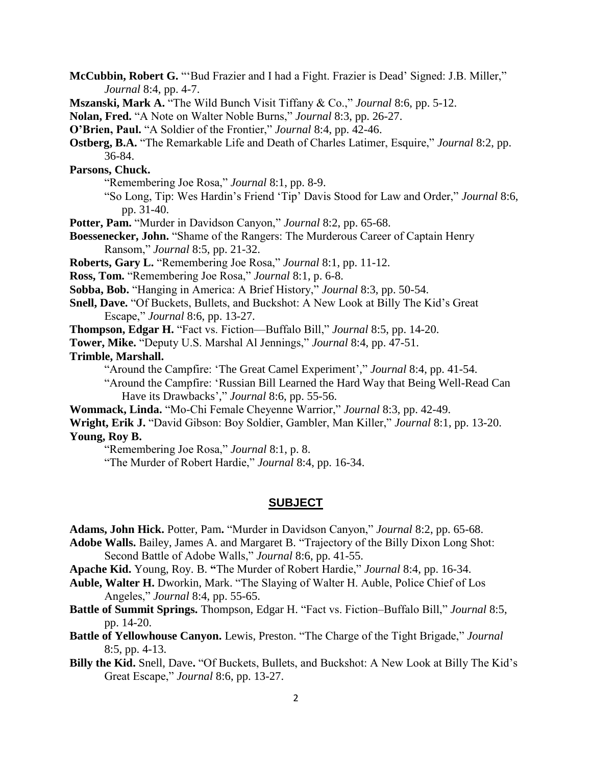**McCubbin, Robert G.** "'Bud Frazier and I had a Fight. Frazier is Dead' Signed: J.B. Miller," *Journal* 8:4, pp. 4-7.

**Mszanski, Mark A.** "The Wild Bunch Visit Tiffany & Co.," *Journal* 8:6, pp. 5-12.

**Nolan, Fred.** "A Note on Walter Noble Burns," *Journal* 8:3, pp. 26-27.

**O'Brien, Paul.** "A Soldier of the Frontier," *Journal* 8:4, pp. 42-46.

**Ostberg, B.A.** "The Remarkable Life and Death of Charles Latimer, Esquire," *Journal* 8:2, pp. 36-84.

**Parsons, Chuck.**

"Remembering Joe Rosa," *Journal* 8:1, pp. 8-9.

"So Long, Tip: Wes Hardin's Friend 'Tip' Davis Stood for Law and Order," *Journal* 8:6, pp. 31-40.

**Potter, Pam.** "Murder in Davidson Canyon," *Journal* 8:2, pp. 65-68.

**Boessenecker, John.** "Shame of the Rangers: The Murderous Career of Captain Henry Ransom," *Journal* 8:5, pp. 21-32.

**Roberts, Gary L.** "Remembering Joe Rosa," *Journal* 8:1, pp. 11-12.

**Ross, Tom.** "Remembering Joe Rosa," *Journal* 8:1, p. 6-8.

**Sobba, Bob.** "Hanging in America: A Brief History," *Journal* 8:3, pp. 50-54.

**Snell, Dave.** "Of Buckets, Bullets, and Buckshot: A New Look at Billy The Kid's Great Escape," *Journal* 8:6, pp. 13-27.

**Thompson, Edgar H.** "Fact vs. Fiction—Buffalo Bill," *Journal* 8:5, pp. 14-20.

**Tower, Mike.** "Deputy U.S. Marshal Al Jennings," *Journal* 8:4, pp. 47-51.

**Trimble, Marshall.**

"Around the Campfire: 'The Great Camel Experiment'," *Journal* 8:4, pp. 41-54.

"Around the Campfire: 'Russian Bill Learned the Hard Way that Being Well-Read Can Have its Drawbacks'," *Journal* 8:6, pp. 55-56.

**Wommack, Linda.** "Mo-Chi Female Cheyenne Warrior," *Journal* 8:3, pp. 42-49.

**Wright, Erik J.** "David Gibson: Boy Soldier, Gambler, Man Killer," *Journal* 8:1, pp. 13-20.

**Young, Roy B.**

"Remembering Joe Rosa," *Journal* 8:1, p. 8.

"The Murder of Robert Hardie," *Journal* 8:4, pp. 16-34.

## SUBJECT

**Adams, John Hick.** Potter, Pam**.** "Murder in Davidson Canyon," *Journal* 8:2, pp. 65-68.

**Adobe Walls.** Bailey, James A. and Margaret B. "Trajectory of the Billy Dixon Long Shot: Second Battle of Adobe Walls," *Journal* 8:6, pp. 41-55.

**Apache Kid.** Young, Roy. B. **"**The Murder of Robert Hardie," *Journal* 8:4, pp. 16-34.

**Auble, Walter H.** Dworkin, Mark. "The Slaying of Walter H. Auble, Police Chief of Los Angeles," *Journal* 8:4, pp. 55-65.

**Battle of Summit Springs.** Thompson, Edgar H. "Fact vs. Fiction–Buffalo Bill," *Journal* 8:5, pp. 14-20.

**Battle of Yellowhouse Canyon.** Lewis, Preston. "The Charge of the Tight Brigade," *Journal* 8:5, pp. 4-13.

**Billy the Kid.** Snell, Dave**.** "Of Buckets, Bullets, and Buckshot: A New Look at Billy The Kid's Great Escape," *Journal* 8:6, pp. 13-27.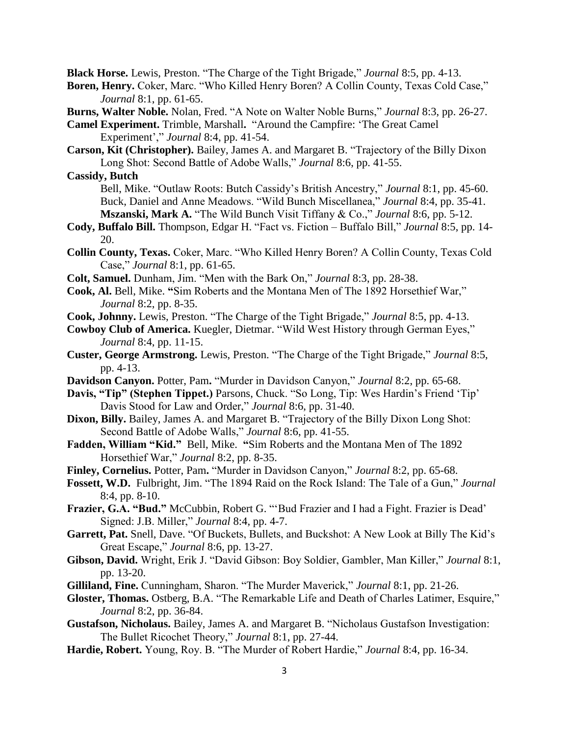**Black Horse.** Lewis, Preston. "The Charge of the Tight Brigade," *Journal* 8:5, pp. 4-13.

**Boren, Henry.** Coker, Marc. "Who Killed Henry Boren? A Collin County, Texas Cold Case," *Journal* 8:1, pp. 61-65.

**Burns, Walter Noble.** Nolan, Fred. "A Note on Walter Noble Burns," *Journal* 8:3, pp. 26-27.

**Camel Experiment.** Trimble, Marshall**.** "Around the Campfire: 'The Great Camel Experiment'," *Journal* 8:4, pp. 41-54.

**Carson, Kit (Christopher).** Bailey, James A. and Margaret B. "Trajectory of the Billy Dixon Long Shot: Second Battle of Adobe Walls," *Journal* 8:6, pp. 41-55.

**Cassidy, Butch**

Bell, Mike. "Outlaw Roots: Butch Cassidy's British Ancestry," *Journal* 8:1, pp. 45-60.
Buck, Daniel and Anne Meadows. "Wild Bunch Miscellanea," *Journal* 8:4, pp. 35-41.
**Mszanski, Mark A.** "The Wild Bunch Visit Tiffany & Co.," *Journal* 8:6, pp. 5-12.

**Cody, Buffalo Bill.** Thompson, Edgar H. "Fact vs. Fiction – Buffalo Bill," *Journal* 8:5, pp. 14-20.

**Collin County, Texas.** Coker, Marc. "Who Killed Henry Boren? A Collin County, Texas Cold Case," *Journal* 8:1, pp. 61-65.

**Colt, Samuel.** Dunham, Jim. "Men with the Bark On," *Journal* 8:3, pp. 28-38.

**Cook, Al.** Bell, Mike. **"**Sim Roberts and the Montana Men of The 1892 Horsethief War," *Journal* 8:2, pp. 8-35.

**Cook, Johnny.** Lewis, Preston. "The Charge of the Tight Brigade," *Journal* 8:5, pp. 4-13.

**Cowboy Club of America.** Kuegler, Dietmar. "Wild West History through German Eyes," *Journal* 8:4, pp. 11-15.

**Custer, George Armstrong.** Lewis, Preston. "The Charge of the Tight Brigade," *Journal* 8:5, pp. 4-13.

**Davidson Canyon.** Potter, Pam**.** "Murder in Davidson Canyon," *Journal* 8:2, pp. 65-68.

**Davis, "Tip" (Stephen Tippet.)** Parsons, Chuck. "So Long, Tip: Wes Hardin's Friend 'Tip' Davis Stood for Law and Order," *Journal* 8:6, pp. 31-40.

**Dixon, Billy.** Bailey, James A. and Margaret B. "Trajectory of the Billy Dixon Long Shot: Second Battle of Adobe Walls," *Journal* 8:6, pp. 41-55.

**Fadden, William "Kid."** Bell, Mike. **"**Sim Roberts and the Montana Men of The 1892 Horsethief War," *Journal* 8:2, pp. 8-35.

**Finley, Cornelius.** Potter, Pam**.** "Murder in Davidson Canyon," *Journal* 8:2, pp. 65-68.

**Fossett, W.D.** Fulbright, Jim. "The 1894 Raid on the Rock Island: The Tale of a Gun," *Journal* 8:4, pp. 8-10.

**Frazier, G.A. "Bud."** McCubbin, Robert G. "'Bud Frazier and I had a Fight. Frazier is Dead' Signed: J.B. Miller," *Journal* 8:4, pp. 4-7.

**Garrett, Pat.** Snell, Dave. "Of Buckets, Bullets, and Buckshot: A New Look at Billy The Kid's Great Escape," *Journal* 8:6, pp. 13-27.

**Gibson, David.** Wright, Erik J. "David Gibson: Boy Soldier, Gambler, Man Killer," *Journal* 8:1, pp. 13-20.

**Gilliland, Fine.** Cunningham, Sharon. "The Murder Maverick," *Journal* 8:1, pp. 21-26.

**Gloster, Thomas.** Ostberg, B.A. "The Remarkable Life and Death of Charles Latimer, Esquire," *Journal* 8:2, pp. 36-84.

**Gustafson, Nicholaus.** Bailey, James A. and Margaret B. "Nicholaus Gustafson Investigation: The Bullet Ricochet Theory," *Journal* 8:1, pp. 27-44.

**Hardie, Robert.** Young, Roy. B. "The Murder of Robert Hardie," *Journal* 8:4, pp. 16-34.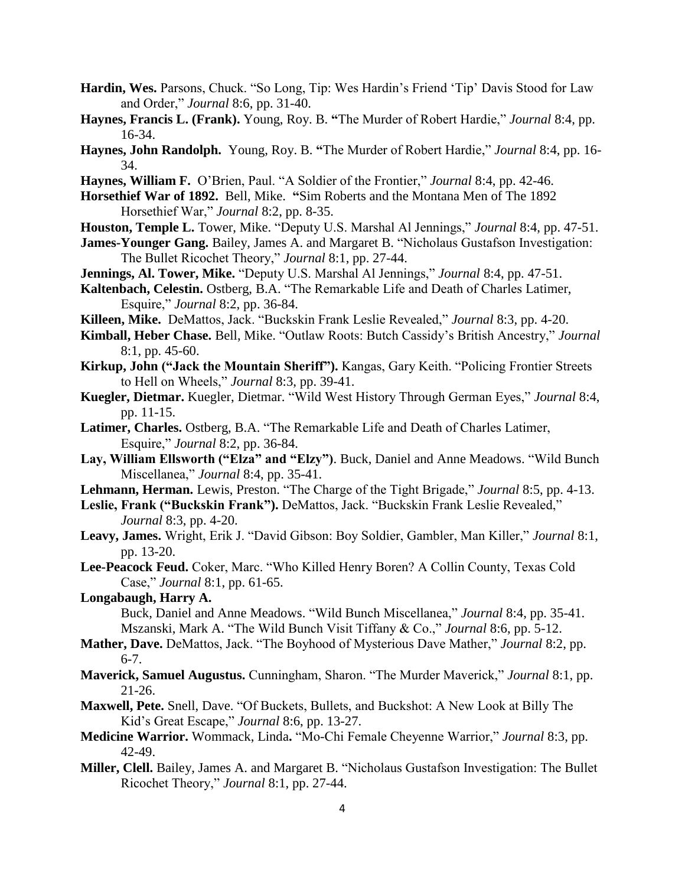**Hardin, Wes.** Parsons, Chuck. "So Long, Tip: Wes Hardin's Friend 'Tip' Davis Stood for Law and Order," *Journal* 8:6, pp. 31-40.

**Haynes, Francis L. (Frank).** Young, Roy. B. **"**The Murder of Robert Hardie," *Journal* 8:4, pp. 16-34.

**Haynes, John Randolph.** Young, Roy. B. **"**The Murder of Robert Hardie," *Journal* 8:4, pp. 16-34.

**Haynes, William F.** O'Brien, Paul. "A Soldier of the Frontier," *Journal* 8:4, pp. 42-46.

**Horsethief War of 1892.** Bell, Mike. **"**Sim Roberts and the Montana Men of The 1892 Horsethief War," *Journal* 8:2, pp. 8-35.

**Houston, Temple L.** Tower, Mike. "Deputy U.S. Marshal Al Jennings," *Journal* 8:4, pp. 47-51.

**James-Younger Gang.** Bailey, James A. and Margaret B. "Nicholaus Gustafson Investigation: The Bullet Ricochet Theory," *Journal* 8:1, pp. 27-44.

**Jennings, Al. Tower, Mike.** "Deputy U.S. Marshal Al Jennings," *Journal* 8:4, pp. 47-51.

**Kaltenbach, Celestin.** Ostberg, B.A. "The Remarkable Life and Death of Charles Latimer, Esquire," *Journal* 8:2, pp. 36-84.

**Killeen, Mike.** DeMattos, Jack. "Buckskin Frank Leslie Revealed," *Journal* 8:3, pp. 4-20.

**Kimball, Heber Chase.** Bell, Mike. "Outlaw Roots: Butch Cassidy's British Ancestry," *Journal* 8:1, pp. 45-60.

**Kirkup, John ("Jack the Mountain Sheriff").** Kangas, Gary Keith. "Policing Frontier Streets to Hell on Wheels," *Journal* 8:3, pp. 39-41.

**Kuegler, Dietmar.** Kuegler, Dietmar. "Wild West History Through German Eyes," *Journal* 8:4, pp. 11-15.

**Latimer, Charles.** Ostberg, B.A. "The Remarkable Life and Death of Charles Latimer, Esquire," *Journal* 8:2, pp. 36-84.

**Lay, William Ellsworth ("Elza" and "Elzy")**. Buck, Daniel and Anne Meadows. "Wild Bunch Miscellanea," *Journal* 8:4, pp. 35-41.

**Lehmann, Herman.** Lewis, Preston. "The Charge of the Tight Brigade," *Journal* 8:5, pp. 4-13.

**Leslie, Frank ("Buckskin Frank").** DeMattos, Jack. "Buckskin Frank Leslie Revealed," *Journal* 8:3, pp. 4-20.

**Leavy, James.** Wright, Erik J. "David Gibson: Boy Soldier, Gambler, Man Killer," *Journal* 8:1, pp. 13-20.

**Lee-Peacock Feud.** Coker, Marc. "Who Killed Henry Boren? A Collin County, Texas Cold Case," *Journal* 8:1, pp. 61-65.

**Longabaugh, Harry A.**
Buck, Daniel and Anne Meadows. "Wild Bunch Miscellanea," *Journal* 8:4, pp. 35-41.
Mszanski, Mark A. "The Wild Bunch Visit Tiffany & Co.," *Journal* 8:6, pp. 5-12.

**Mather, Dave.** DeMattos, Jack. "The Boyhood of Mysterious Dave Mather," *Journal* 8:2, pp. 6-7.

**Maverick, Samuel Augustus.** Cunningham, Sharon. "The Murder Maverick," *Journal* 8:1, pp. 21-26.

**Maxwell, Pete.** Snell, Dave. "Of Buckets, Bullets, and Buckshot: A New Look at Billy The Kid's Great Escape," *Journal* 8:6, pp. 13-27.

**Medicine Warrior.** Wommack, Linda**.** "Mo-Chi Female Cheyenne Warrior," *Journal* 8:3, pp. 42-49.

**Miller, Clell.** Bailey, James A. and Margaret B. "Nicholaus Gustafson Investigation: The Bullet Ricochet Theory," *Journal* 8:1, pp. 27-44.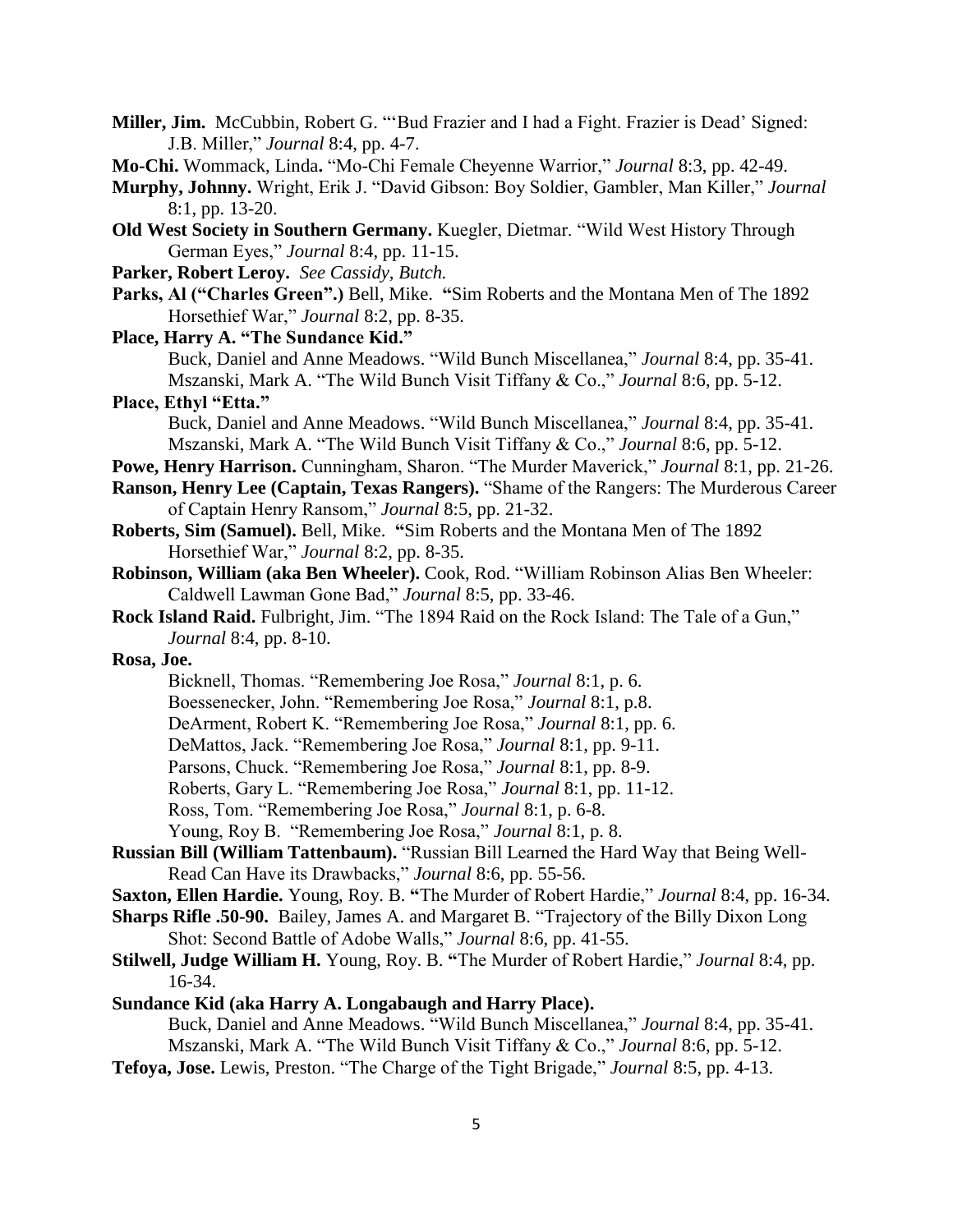**Miller, Jim.** McCubbin, Robert G. "'Bud Frazier and I had a Fight. Frazier is Dead' Signed: J.B. Miller," *Journal* 8:4, pp. 4-7.

**Mo-Chi.** Wommack, Linda**.** "Mo-Chi Female Cheyenne Warrior," *Journal* 8:3, pp. 42-49.

**Murphy, Johnny.** Wright, Erik J. "David Gibson: Boy Soldier, Gambler, Man Killer," *Journal* 8:1, pp. 13-20.

**Old West Society in Southern Germany.** Kuegler, Dietmar. "Wild West History Through German Eyes," *Journal* 8:4, pp. 11-15.

**Parker, Robert Leroy.** *See Cassidy, Butch.*

**Parks, Al ("Charles Green".)** Bell, Mike. **"**Sim Roberts and the Montana Men of The 1892 Horsethief War," *Journal* 8:2, pp. 8-35.

**Place, Harry A. "The Sundance Kid."**

Buck, Daniel and Anne Meadows. "Wild Bunch Miscellanea," *Journal* 8:4, pp. 35-41.
Mszanski, Mark A. "The Wild Bunch Visit Tiffany & Co.," *Journal* 8:6, pp. 5-12.

**Place, Ethyl "Etta."**

Buck, Daniel and Anne Meadows. "Wild Bunch Miscellanea," *Journal* 8:4, pp. 35-41.
Mszanski, Mark A. "The Wild Bunch Visit Tiffany & Co.," *Journal* 8:6, pp. 5-12.

**Powe, Henry Harrison.** Cunningham, Sharon. "The Murder Maverick," *Journal* 8:1, pp. 21-26.

**Ranson, Henry Lee (Captain, Texas Rangers).** "Shame of the Rangers: The Murderous Career of Captain Henry Ransom," *Journal* 8:5, pp. 21-32.

**Roberts, Sim (Samuel).** Bell, Mike. **"**Sim Roberts and the Montana Men of The 1892 Horsethief War," *Journal* 8:2, pp. 8-35.

**Robinson, William (aka Ben Wheeler).** Cook, Rod. "William Robinson Alias Ben Wheeler: Caldwell Lawman Gone Bad," *Journal* 8:5, pp. 33-46.

**Rock Island Raid.** Fulbright, Jim. "The 1894 Raid on the Rock Island: The Tale of a Gun," *Journal* 8:4, pp. 8-10.

**Rosa, Joe.**

Bicknell, Thomas. "Remembering Joe Rosa," *Journal* 8:1, p. 6.
Boessenecker, John. "Remembering Joe Rosa," *Journal* 8:1, p.8.
DeArment, Robert K. "Remembering Joe Rosa," *Journal* 8:1, pp. 6.
DeMattos, Jack. "Remembering Joe Rosa," *Journal* 8:1, pp. 9-11.
Parsons, Chuck. "Remembering Joe Rosa," *Journal* 8:1, pp. 8-9.
Roberts, Gary L. "Remembering Joe Rosa," *Journal* 8:1, pp. 11-12.
Ross, Tom. "Remembering Joe Rosa," *Journal* 8:1, p. 6-8.
Young, Roy B. "Remembering Joe Rosa," *Journal* 8:1, p. 8.

**Russian Bill (William Tattenbaum).** "Russian Bill Learned the Hard Way that Being Well-Read Can Have its Drawbacks," *Journal* 8:6, pp. 55-56.

**Saxton, Ellen Hardie.** Young, Roy. B. **"**The Murder of Robert Hardie," *Journal* 8:4, pp. 16-34.

**Sharps Rifle .50-90.** Bailey, James A. and Margaret B. "Trajectory of the Billy Dixon Long Shot: Second Battle of Adobe Walls," *Journal* 8:6, pp. 41-55.

**Stilwell, Judge William H.** Young, Roy. B. **"**The Murder of Robert Hardie," *Journal* 8:4, pp. 16-34.

**Sundance Kid (aka Harry A. Longabaugh and Harry Place).**

Buck, Daniel and Anne Meadows. "Wild Bunch Miscellanea," *Journal* 8:4, pp. 35-41.
Mszanski, Mark A. "The Wild Bunch Visit Tiffany & Co.," *Journal* 8:6, pp. 5-12.

**Tefoya, Jose.** Lewis, Preston. "The Charge of the Tight Brigade," *Journal* 8:5, pp. 4-13.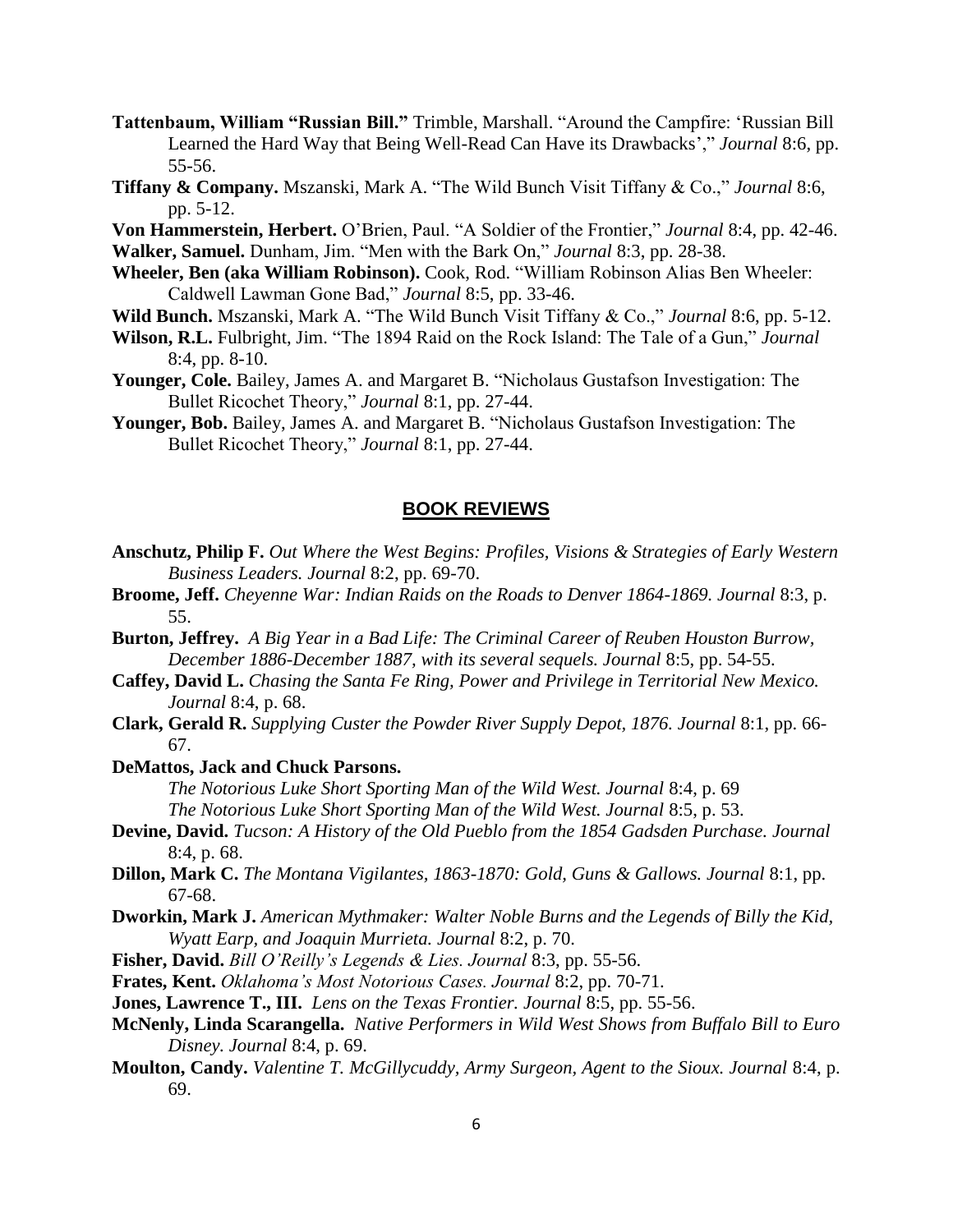**Tattenbaum, William "Russian Bill."** Trimble, Marshall. "Around the Campfire: 'Russian Bill Learned the Hard Way that Being Well-Read Can Have its Drawbacks'," *Journal* 8:6, pp. 55-56.

**Tiffany & Company.** Mszanski, Mark A. "The Wild Bunch Visit Tiffany & Co.," *Journal* 8:6, pp. 5-12.

**Von Hammerstein, Herbert.** O'Brien, Paul. "A Soldier of the Frontier," *Journal* 8:4, pp. 42-46.

**Walker, Samuel.** Dunham, Jim. "Men with the Bark On," *Journal* 8:3, pp. 28-38.

**Wheeler, Ben (aka William Robinson).** Cook, Rod. "William Robinson Alias Ben Wheeler: Caldwell Lawman Gone Bad," *Journal* 8:5, pp. 33-46.

**Wild Bunch.** Mszanski, Mark A. "The Wild Bunch Visit Tiffany & Co.," *Journal* 8:6, pp. 5-12.

**Wilson, R.L.** Fulbright, Jim. "The 1894 Raid on the Rock Island: The Tale of a Gun," *Journal* 8:4, pp. 8-10.

**Younger, Cole.** Bailey, James A. and Margaret B. "Nicholaus Gustafson Investigation: The Bullet Ricochet Theory," *Journal* 8:1, pp. 27-44.

**Younger, Bob.** Bailey, James A. and Margaret B. "Nicholaus Gustafson Investigation: The Bullet Ricochet Theory," *Journal* 8:1, pp. 27-44.

## BOOK REVIEWS

**Anschutz, Philip F.** *Out Where the West Begins: Profiles, Visions & Strategies of Early Western Business Leaders. Journal* 8:2, pp. 69-70.

**Broome, Jeff.** *Cheyenne War: Indian Raids on the Roads to Denver 1864-1869. Journal* 8:3, p. 55.

**Burton, Jeffrey.** *A Big Year in a Bad Life: The Criminal Career of Reuben Houston Burrow, December 1886-December 1887, with its several sequels. Journal* 8:5, pp. 54-55.

**Caffey, David L.** *Chasing the Santa Fe Ring, Power and Privilege in Territorial New Mexico. Journal* 8:4, p. 68.

**Clark, Gerald R.** *Supplying Custer the Powder River Supply Depot, 1876. Journal* 8:1, pp. 66-67.

**DeMattos, Jack and Chuck Parsons.**
*The Notorious Luke Short Sporting Man of the Wild West. Journal* 8:4, p. 69
*The Notorious Luke Short Sporting Man of the Wild West. Journal* 8:5, p. 53.

**Devine, David.** *Tucson: A History of the Old Pueblo from the 1854 Gadsden Purchase. Journal* 8:4, p. 68.

**Dillon, Mark C.** *The Montana Vigilantes, 1863-1870: Gold, Guns & Gallows. Journal* 8:1, pp. 67-68.

**Dworkin, Mark J.** *American Mythmaker: Walter Noble Burns and the Legends of Billy the Kid, Wyatt Earp, and Joaquin Murrieta. Journal* 8:2, p. 70.

**Fisher, David.** *Bill O'Reilly's Legends & Lies. Journal* 8:3, pp. 55-56.

**Frates, Kent.** *Oklahoma's Most Notorious Cases. Journal* 8:2, pp. 70-71.

**Jones, Lawrence T., III.** *Lens on the Texas Frontier. Journal* 8:5, pp. 55-56.

**McNenly, Linda Scarangella.** *Native Performers in Wild West Shows from Buffalo Bill to Euro Disney. Journal* 8:4, p. 69.

**Moulton, Candy.** *Valentine T. McGillycuddy, Army Surgeon, Agent to the Sioux. Journal* 8:4, p. 69.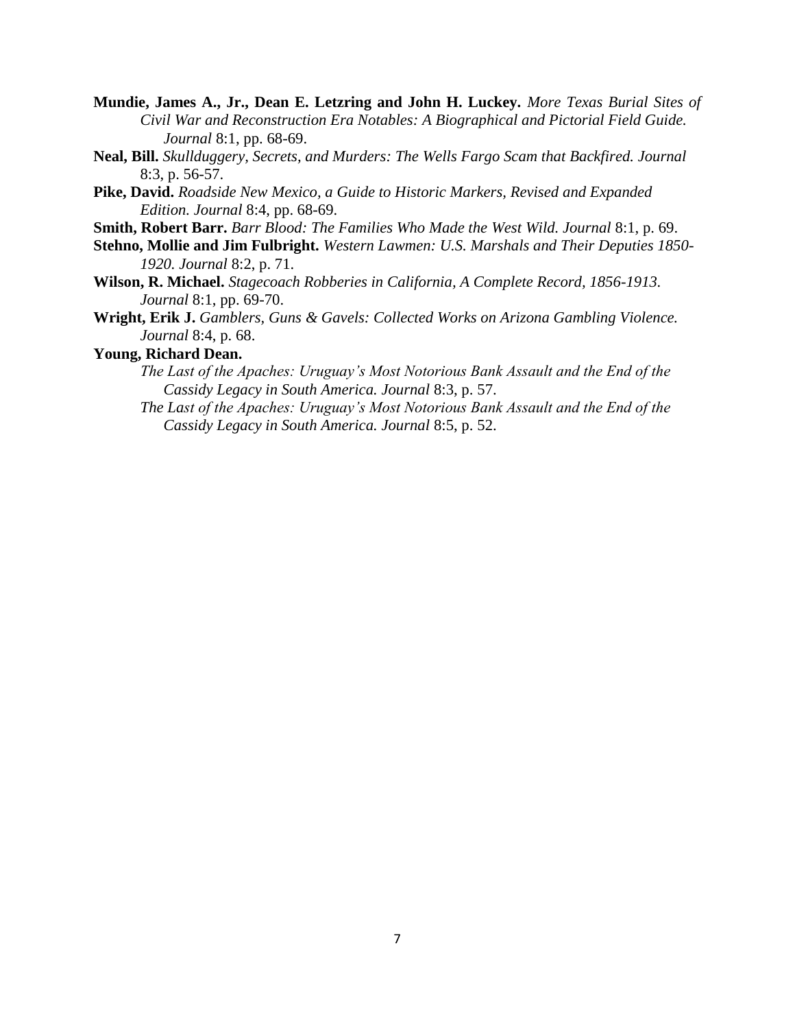**Mundie, James A., Jr., Dean E. Letzring and John H. Luckey.** *More Texas Burial Sites of Civil War and Reconstruction Era Notables: A Biographical and Pictorial Field Guide. Journal* 8:1, pp. 68-69.

**Neal, Bill.** *Skullduggery, Secrets, and Murders: The Wells Fargo Scam that Backfired. Journal* 8:3, p. 56-57.

**Pike, David.** *Roadside New Mexico, a Guide to Historic Markers, Revised and Expanded Edition. Journal* 8:4, pp. 68-69.

**Smith, Robert Barr.** *Barr Blood: The Families Who Made the West Wild. Journal* 8:1, p. 69.

**Stehno, Mollie and Jim Fulbright.** *Western Lawmen: U.S. Marshals and Their Deputies 1850-1920. Journal* 8:2, p. 71.

**Wilson, R. Michael.** *Stagecoach Robberies in California, A Complete Record, 1856-1913. Journal* 8:1, pp. 69-70.

**Wright, Erik J.** *Gamblers, Guns & Gavels: Collected Works on Arizona Gambling Violence. Journal* 8:4, p. 68.

**Young, Richard Dean.**

*The Last of the Apaches: Uruguay's Most Notorious Bank Assault and the End of the Cassidy Legacy in South America. Journal* 8:3, p. 57.

*The Last of the Apaches: Uruguay's Most Notorious Bank Assault and the End of the Cassidy Legacy in South America. Journal* 8:5, p. 52.